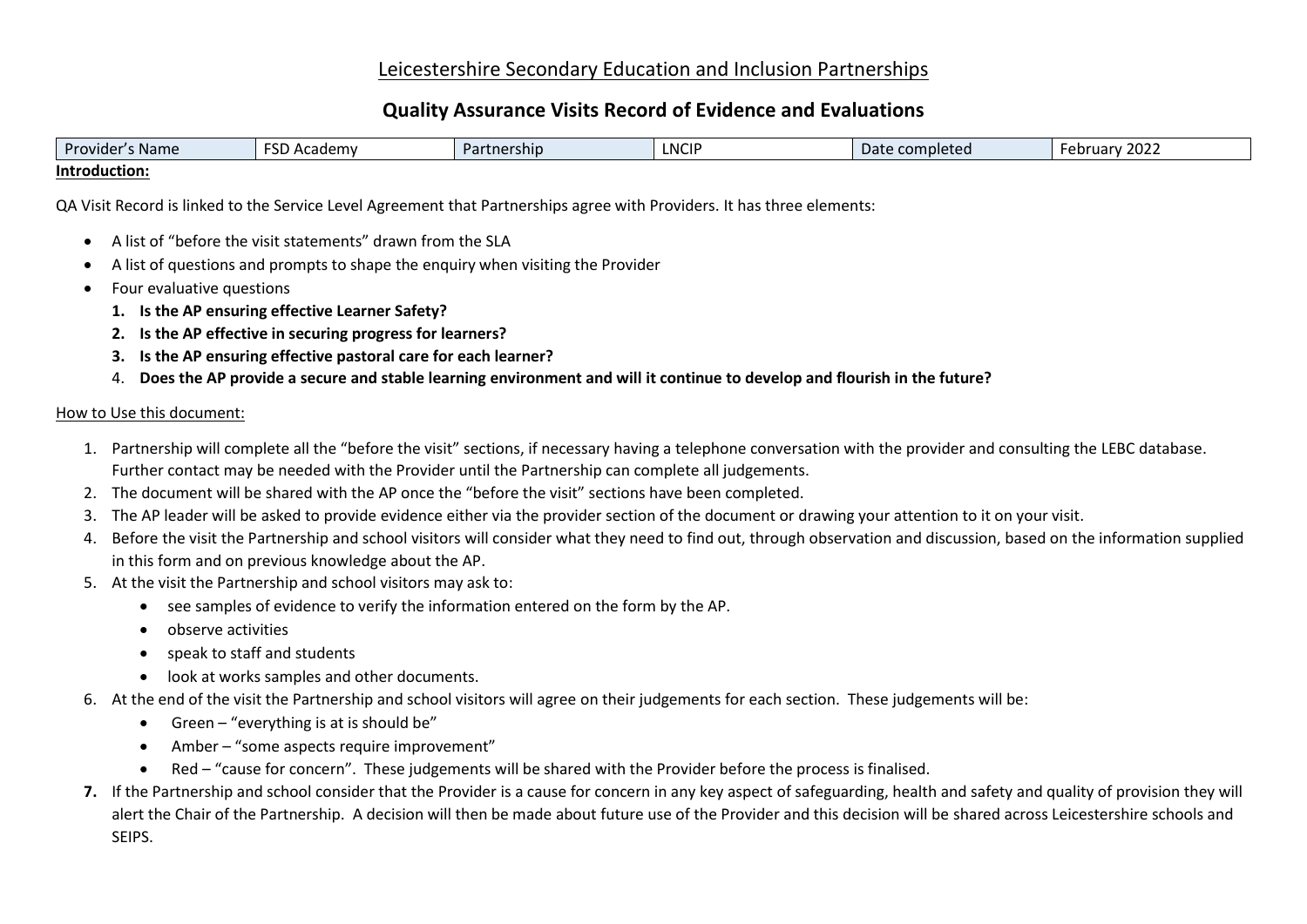## Leicestershire Secondary Education and Inclusion Partnerships

# Quality Assurance Visits Record of Evidence and Evaluations

| Provider's Name | FSD Academy | Partnership | LNCIP | Date completed | February 2022 |
|---|---|---|---|---|---|

**Introduction:**

QA Visit Record is linked to the Service Level Agreement that Partnerships agree with Providers. It has three elements:

- A list of "before the visit statements" drawn from the SLA
- A list of questions and prompts to shape the enquiry when visiting the Provider
- Four evaluative questions
  1. **Is the AP ensuring effective Learner Safety?**
  2. **Is the AP effective in securing progress for learners?**
  3. **Is the AP ensuring effective pastoral care for each learner?**
  4. **Does the AP provide a secure and stable learning environment and will it continue to develop and flourish in the future?**

How to Use this document:

1. Partnership will complete all the "before the visit" sections, if necessary having a telephone conversation with the provider and consulting the LEBC database. Further contact may be needed with the Provider until the Partnership can complete all judgements.
2. The document will be shared with the AP once the "before the visit" sections have been completed.
3. The AP leader will be asked to provide evidence either via the provider section of the document or drawing your attention to it on your visit.
4. Before the visit the Partnership and school visitors will consider what they need to find out, through observation and discussion, based on the information supplied in this form and on previous knowledge about the AP.
5. At the visit the Partnership and school visitors may ask to:
   - see samples of evidence to verify the information entered on the form by the AP.
   - observe activities
   - speak to staff and students
   - look at works samples and other documents.
6. At the end of the visit the Partnership and school visitors will agree on their judgements for each section. These judgements will be:
   - Green – "everything is at is should be"
   - Amber – "some aspects require improvement"
   - Red – "cause for concern". These judgements will be shared with the Provider before the process is finalised.
7. **If** the Partnership and school consider that the Provider is a cause for concern in any key aspect of safeguarding, health and safety and quality of provision they will alert the Chair of the Partnership. A decision will then be made about future use of the Provider and this decision will be shared across Leicestershire schools and SEIPS.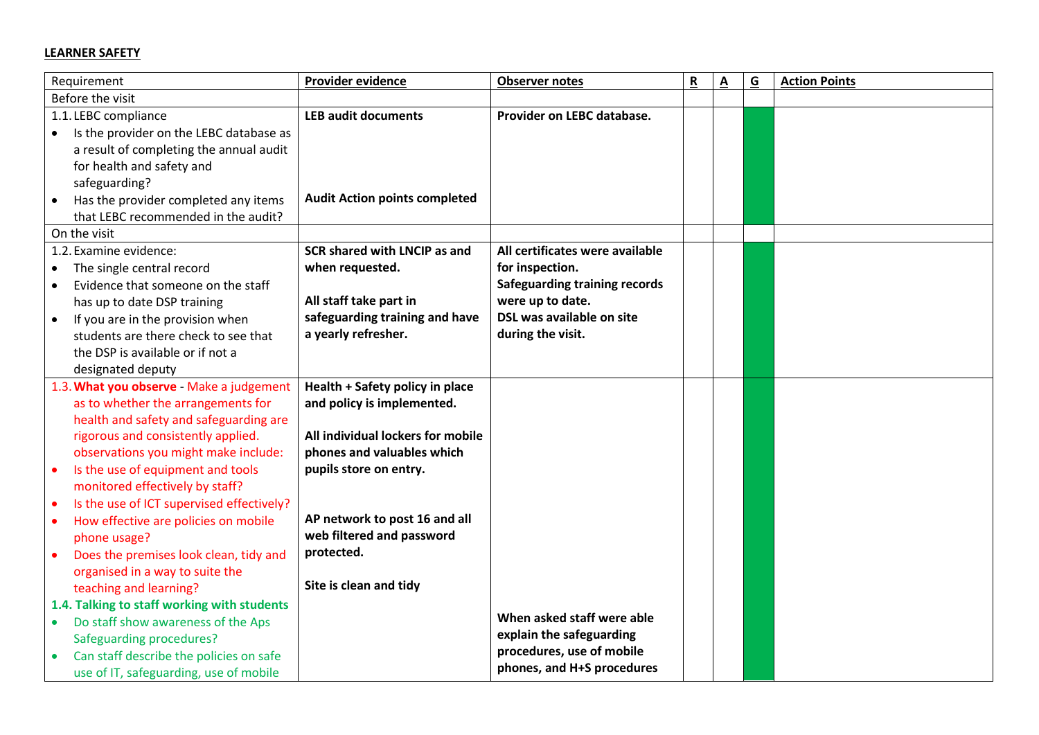**LEARNER SAFETY**

| Requirement | **Provider evidence** | **Observer notes** | **R** | **A** | **G** | **Action Points** |
|---|---|---|---|---|---|---|
| Before the visit | | | | | | |
| 1.1. LEBC compliance<br>• Is the provider on the LEBC database as a result of completing the annual audit for health and safety and safeguarding?<br>• Has the provider completed any items that LEBC recommended in the audit? | **LEB audit documents**<br><br>**Audit Action points completed** | **Provider on LEBC database.** | | | | |
| On the visit | | | | | | |
| 1.2. Examine evidence:<br>• The single central record<br>• Evidence that someone on the staff has up to date DSP training<br>• If you are in the provision when students are there check to see that the DSP is available or if not a designated deputy | **SCR shared with LNCIP as and when requested.**<br><br>**All staff take part in safeguarding training and have a yearly refresher.** | **All certificates were available for inspection.**<br>**Safeguarding training records were up to date.**<br>**DSL was available on site during the visit.** | | | | |
| 1.3. **What you observe** - Make a judgement as to whether the arrangements for health and safety and safeguarding are rigorous and consistently applied. observations you might make include:<br>• Is the use of equipment and tools monitored effectively by staff?<br>• Is the use of ICT supervised effectively?<br>• How effective are policies on mobile phone usage?<br>• Does the premises look clean, tidy and organised in a way to suite the teaching and learning?<br>**1.4. Talking to staff working with students**<br>• Do staff show awareness of the Aps Safeguarding procedures?<br>• Can staff describe the policies on safe use of IT, safeguarding, use of mobile | **Health + Safety policy in place and policy is implemented.**<br><br>**All individual lockers for mobile phones and valuables which pupils store on entry.**<br><br>**AP network to post 16 and all web filtered and password protected.**<br><br>**Site is clean and tidy** | **When asked staff were able explain the safeguarding procedures, use of mobile phones, and H+S procedures** | | | | |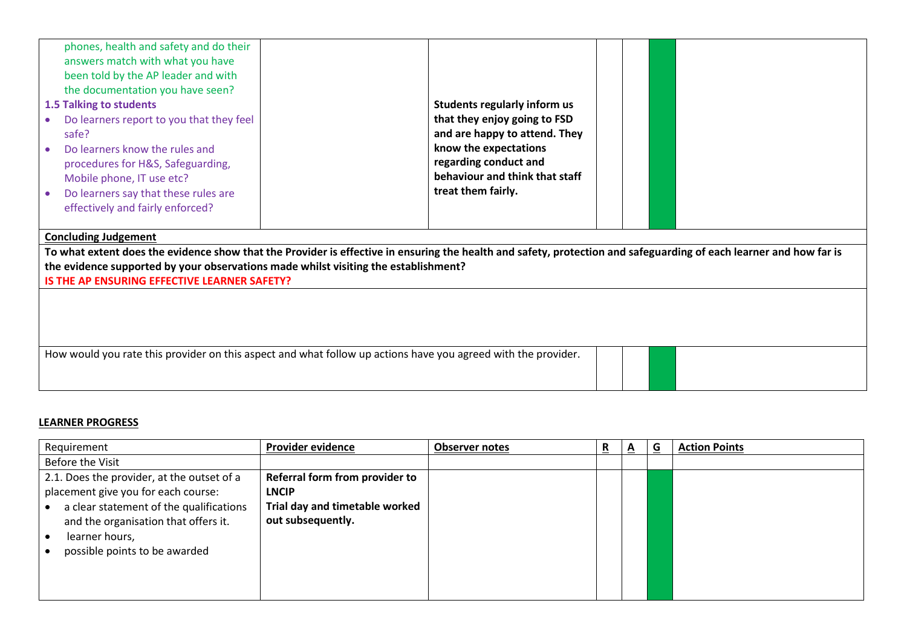| | | | | | | |
|---|---|---|---|---|---|---|
| phones, health and safety and do their answers match with what you have been told by the AP leader and with the documentation you have seen?<br>**1.5 Talking to students**<br>• Do learners report to you that they feel safe?<br>• Do learners know the rules and procedures for H&S, Safeguarding, Mobile phone, IT use etc?<br>• Do learners say that these rules are effectively and fairly enforced? | | **Students regularly inform us that they enjoy going to FSD and are happy to attend. They know the expectations regarding conduct and behaviour and think that staff treat them fairly.** | | | | |

**Concluding Judgement**

**To what extent does the evidence show that the Provider is effective in ensuring the health and safety, protection and safeguarding of each learner and how far is the evidence supported by your observations made whilst visiting the establishment?**

**IS THE AP ENSURING EFFECTIVE LEARNER SAFETY?**

| | | | | |
|---|---|---|---|---|
| How would you rate this provider on this aspect and what follow up actions have you agreed with the provider. | | | | |

**LEARNER PROGRESS**

| Requirement | **Provider evidence** | **Observer notes** | **R** | **A** | **G** | **Action Points** |
|---|---|---|---|---|---|---|
| Before the Visit | | | | | | |
| 2.1. Does the provider, at the outset of a placement give you for each course:<br>• a clear statement of the qualifications and the organisation that offers it.<br>• learner hours,<br>• possible points to be awarded | **Referral form from provider to LNCIP**<br>**Trial day and timetable worked out subsequently.** | | | | | |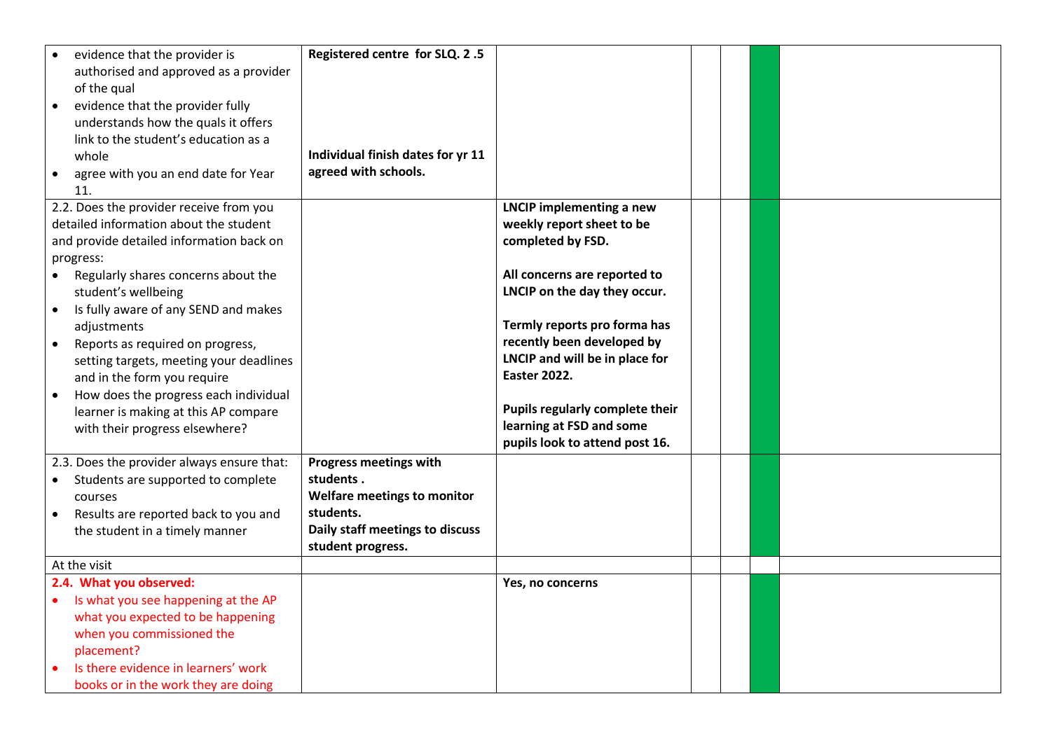| | | | | | | |
|---|---|---|---|---|---|---|
| • evidence that the provider is authorised and approved as a provider of the qual<br>• evidence that the provider fully understands how the quals it offers link to the student's education as a whole<br>• agree with you an end date for Year 11. | **Registered centre for SLQ. 2 .5**<br><br>**Individual finish dates for yr 11 agreed with schools.** | | | | | |
| 2.2. Does the provider receive from you detailed information about the student and provide detailed information back on progress:<br>• Regularly shares concerns about the student's wellbeing<br>• Is fully aware of any SEND and makes adjustments<br>• Reports as required on progress, setting targets, meeting your deadlines and in the form you require<br>• How does the progress each individual learner is making at this AP compare with their progress elsewhere? | | **LNCIP implementing a new weekly report sheet to be completed by FSD.**<br><br>**All concerns are reported to LNCIP on the day they occur.**<br><br>**Termly reports pro forma has recently been developed by LNCIP and will be in place for Easter 2022.**<br><br>**Pupils regularly complete their learning at FSD and some pupils look to attend post 16.** | | | | |
| 2.3. Does the provider always ensure that:<br>• Students are supported to complete courses<br>• Results are reported back to you and the student in a timely manner | **Progress meetings with students .**<br>**Welfare meetings to monitor students.**<br>**Daily staff meetings to discuss student progress.** | | | | | |
| At the visit | | | | | | |
| **2.4. What you observed:**<br>• Is what you see happening at the AP what you expected to be happening when you commissioned the placement?<br>• Is there evidence in learners' work books or in the work they are doing | | **Yes, no concerns** | | | | |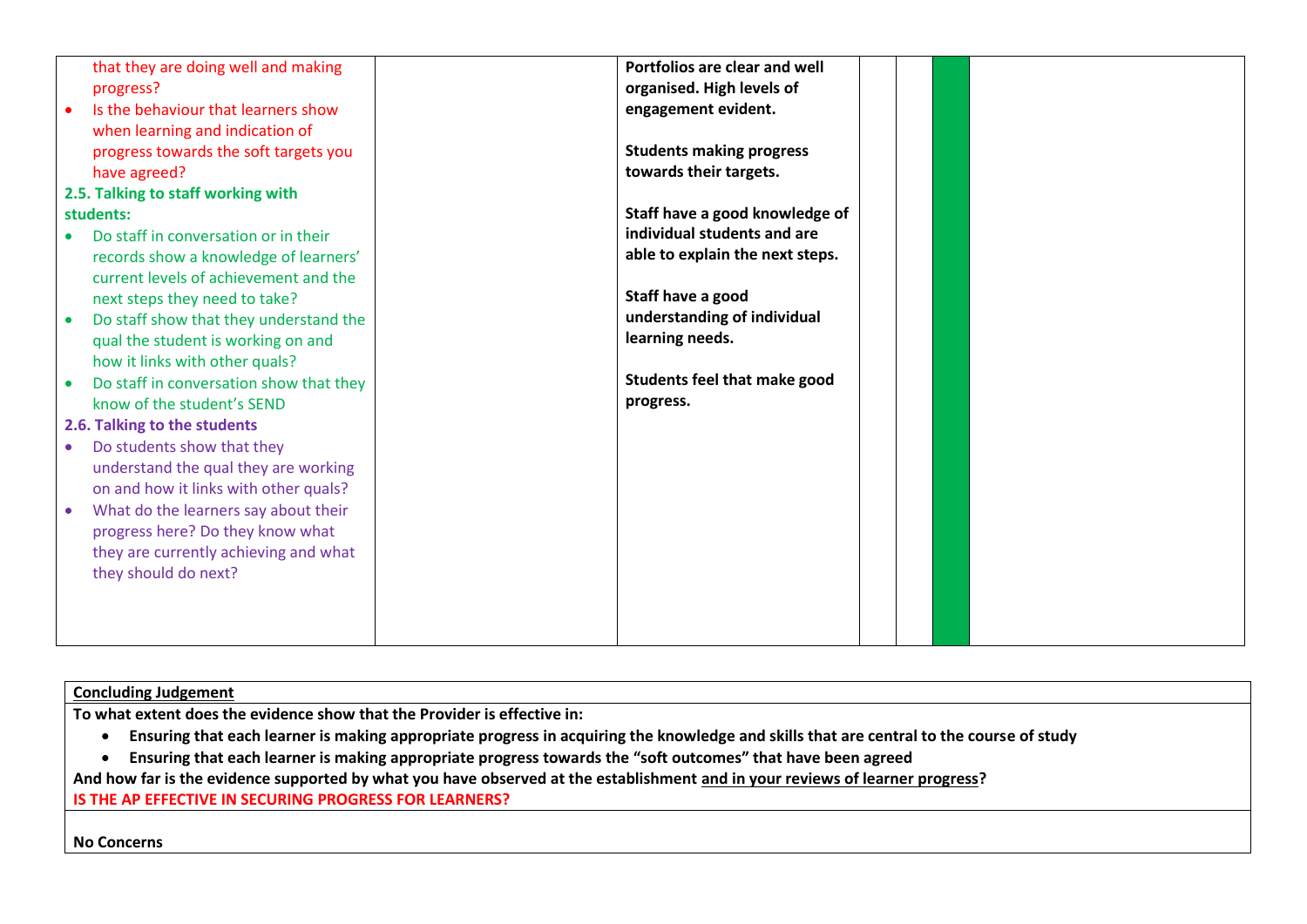| | | | | | | |
|---|---|---|---|---|---|---|
| that they are doing well and making progress?<br>• Is the behaviour that learners show when learning and indication of progress towards the soft targets you have agreed?<br>**2.5. Talking to staff working with students:**<br>• Do staff in conversation or in their records show a knowledge of learners' current levels of achievement and the next steps they need to take?<br>• Do staff show that they understand the qual the student is working on and how it links with other quals?<br>• Do staff in conversation show that they know of the student's SEND<br>**2.6. Talking to the students**<br>• Do students show that they understand the qual they are working on and how it links with other quals?<br>• What do the learners say about their progress here? Do they know what they are currently achieving and what they should do next? | | **Portfolios are clear and well organised. High levels of engagement evident.**<br><br>**Students making progress towards their targets.**<br><br>**Staff have a good knowledge of individual students and are able to explain the next steps.**<br><br>**Staff have a good understanding of individual learning needs.**<br><br>**Students feel that make good progress.** | | | | |

| **Concluding Judgement** |
|---|
| **To what extent does the evidence show that the Provider is effective in:**<br>• **Ensuring that each learner is making appropriate progress in acquiring the knowledge and skills that are central to the course of study**<br>• **Ensuring that each learner is making appropriate progress towards the "soft outcomes" that have been agreed**<br>**And how far is the evidence supported by what you have observed at the establishment <u>and in your reviews of learner progress</u>?**<br>**IS THE AP EFFECTIVE IN SECURING PROGRESS FOR LEARNERS?** |
| **No Concerns** |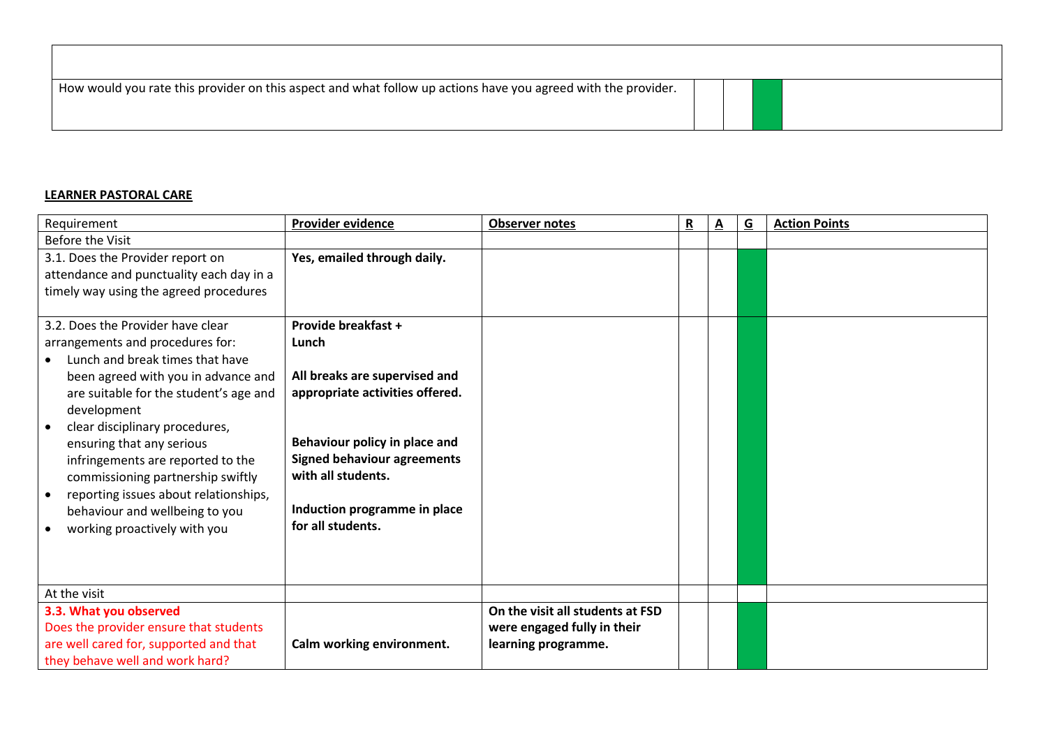| | | | | |
|---|---|---|---|---|
| | | | | |
| How would you rate this provider on this aspect and what follow up actions have you agreed with the provider. | | | (green) | |

**LEARNER PASTORAL CARE**

| Requirement | **Provider evidence** | **Observer notes** | **R** | **A** | **G** | **Action Points** |
|---|---|---|---|---|---|---|
| Before the Visit | | | | | | |
| 3.1. Does the Provider report on attendance and punctuality each day in a timely way using the agreed procedures | **Yes, emailed through daily.** | | | | (green) | |
| 3.2. Does the Provider have clear arrangements and procedures for:<br>• Lunch and break times that have been agreed with you in advance and are suitable for the student's age and development<br>• clear disciplinary procedures, ensuring that any serious infringements are reported to the commissioning partnership swiftly<br>• reporting issues about relationships, behaviour and wellbeing to you<br>• working proactively with you | **Provide breakfast + Lunch**<br><br>**All breaks are supervised and appropriate activities offered.**<br><br>**Behaviour policy in place and Signed behaviour agreements with all students.**<br><br>**Induction programme in place for all students.** | | | | (green) | |
| At the visit | | | | | | |
| **3.3. What you observed**<br>Does the provider ensure that students are well cared for, supported and that they behave well and work hard? | **Calm working environment.** | **On the visit all students at FSD were engaged fully in their learning programme.** | | | (green) | |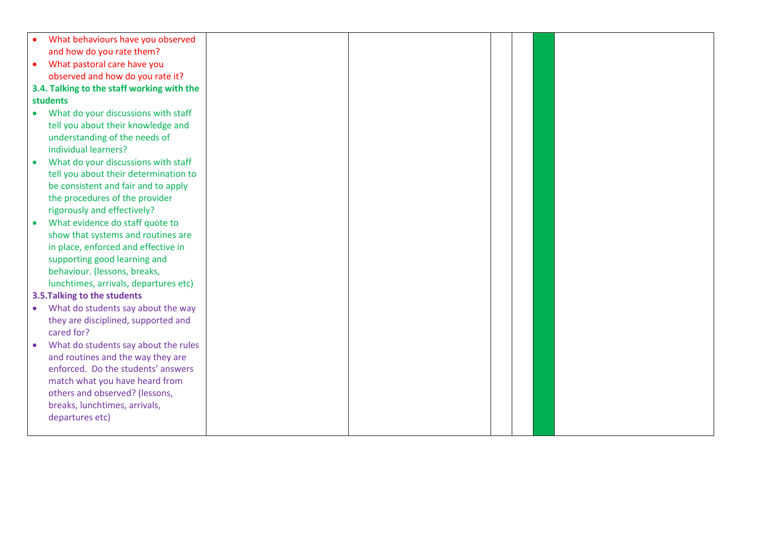| | | | | | | |
|---|---|---|---|---|---|---|
| • What behaviours have you observed and how do you rate them?<br>• What pastoral care have you observed and how do you rate it?<br>**3.4. Talking to the staff working with the students**<br>• What do your discussions with staff tell you about their knowledge and understanding of the needs of individual learners?<br>• What do your discussions with staff tell you about their determination to be consistent and fair and to apply the procedures of the provider rigorously and effectively?<br>• What evidence do staff quote to show that systems and routines are in place, enforced and effective in supporting good learning and behaviour. (lessons, breaks, lunchtimes, arrivals, departures etc)<br>**3.5.Talking to the students**<br>• What do students say about the way they are disciplined, supported and cared for?<br>• What do students say about the rules and routines and the way they are enforced. Do the students' answers match what you have heard from others and observed? (lessons, breaks, lunchtimes, arrivals, departures etc) | | | | | | |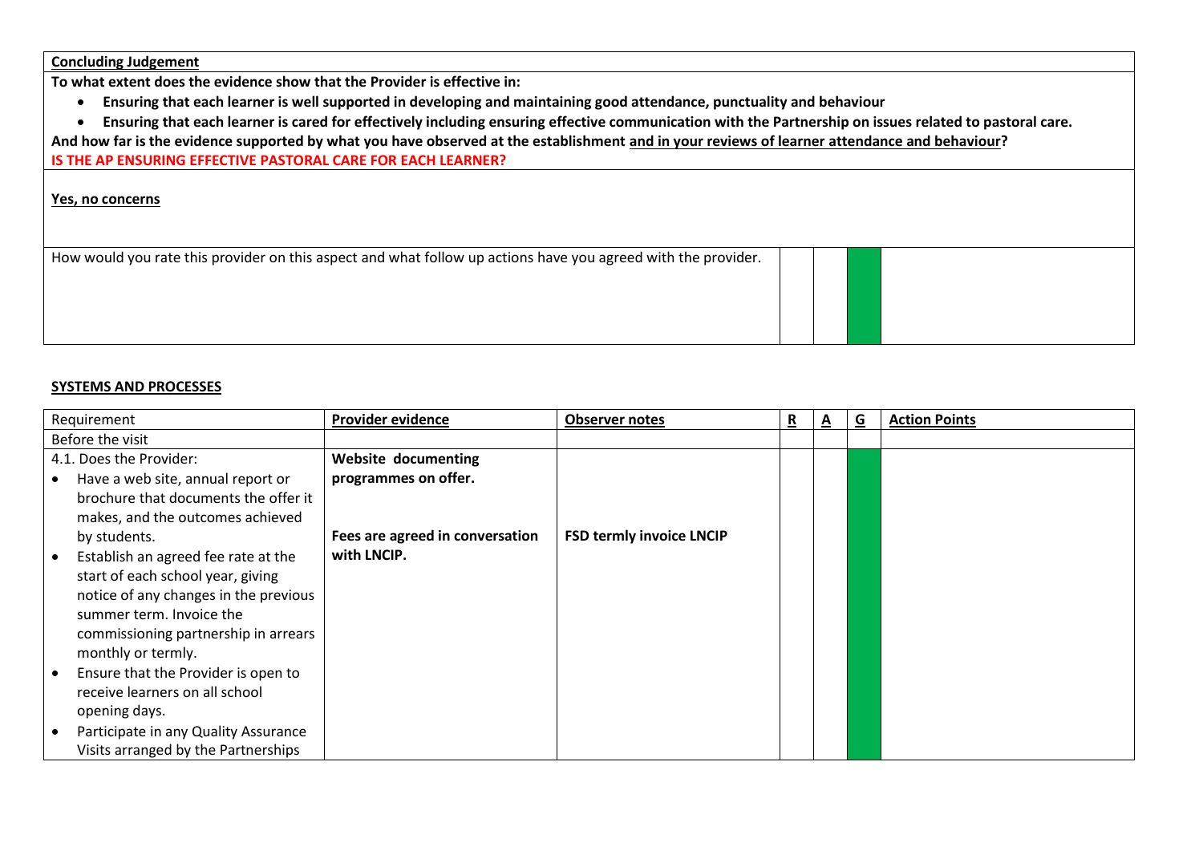| **Concluding Judgement** | | | | |
|---|---|---|---|---|
| **To what extent does the evidence show that the Provider is effective in:**<br>• **Ensuring that each learner is well supported in developing and maintaining good attendance, punctuality and behaviour**<br>• **Ensuring that each learner is cared for effectively including ensuring effective communication with the Partnership on issues related to pastoral care.**<br>**And how far is the evidence supported by what you have observed at the establishment and in your reviews of learner attendance and behaviour?**<br>**IS THE AP ENSURING EFFECTIVE PASTORAL CARE FOR EACH LEARNER?** | | | | |
| **Yes, no concerns** | | | | |
| How would you rate this provider on this aspect and what follow up actions have you agreed with the provider. | | | | |

## SYSTEMS AND PROCESSES

| Requirement | **Provider evidence** | **Observer notes** | **R** | **A** | **G** | **Action Points** |
|---|---|---|---|---|---|---|
| Before the visit | | | | | | |
| 4.1. Does the Provider:<br>• Have a web site, annual report or brochure that documents the offer it makes, and the outcomes achieved by students.<br>• Establish an agreed fee rate at the start of each school year, giving notice of any changes in the previous summer term. Invoice the commissioning partnership in arrears monthly or termly.<br>• Ensure that the Provider is open to receive learners on all school opening days.<br>• Participate in any Quality Assurance Visits arranged by the Partnerships | **Website documenting programmes on offer.**<br><br>**Fees are agreed in conversation with LNCIP.** | **FSD termly invoice LNCIP** | | | | |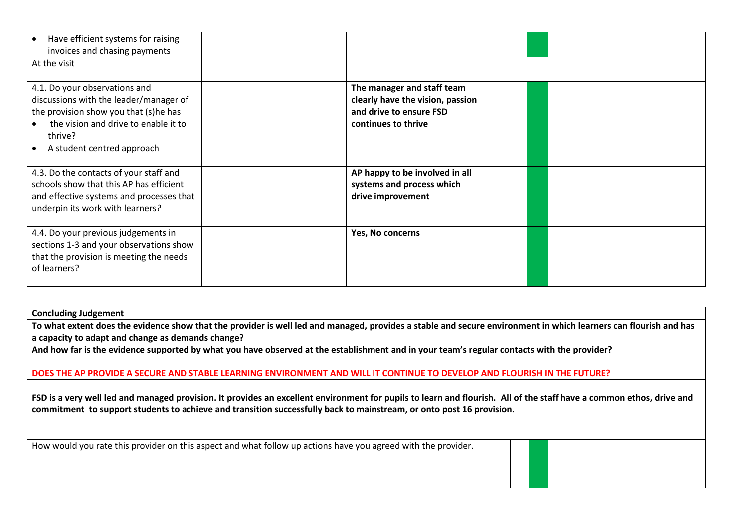| | | | | | | |
|---|---|---|---|---|---|---|
| • Have efficient systems for raising invoices and chasing payments | | | | | | |
| At the visit | | | | | | |
| 4.1. Do your observations and discussions with the leader/manager of the provision show you that (s)he has<br>• the vision and drive to enable it to thrive?<br>• A student centred approach | | **The manager and staff team clearly have the vision, passion and drive to ensure FSD continues to thrive** | | | | |
| 4.3. Do the contacts of your staff and schools show that this AP has efficient and effective systems and processes that underpin its work with learners? | | **AP happy to be involved in all systems and process which drive improvement** | | | | |
| 4.4. Do your previous judgements in sections 1-3 and your observations show that the provision is meeting the needs of learners? | | **Yes, No concerns** | | | | |

**Concluding Judgement**

**To what extent does the evidence show that the provider is well led and managed, provides a stable and secure environment in which learners can flourish and has a capacity to adapt and change as demands change?**

**And how far is the evidence supported by what you have observed at the establishment and in your team's regular contacts with the provider?**

**DOES THE AP PROVIDE A SECURE AND STABLE LEARNING ENVIRONMENT AND WILL IT CONTINUE TO DEVELOP AND FLOURISH IN THE FUTURE?**

**FSD is a very well led and managed provision. It provides an excellent environment for pupils to learn and flourish. All of the staff have a common ethos, drive and commitment to support students to achieve and transition successfully back to mainstream, or onto post 16 provision.**

| | | | | |
|---|---|---|---|---|
| How would you rate this provider on this aspect and what follow up actions have you agreed with the provider. | | | | |